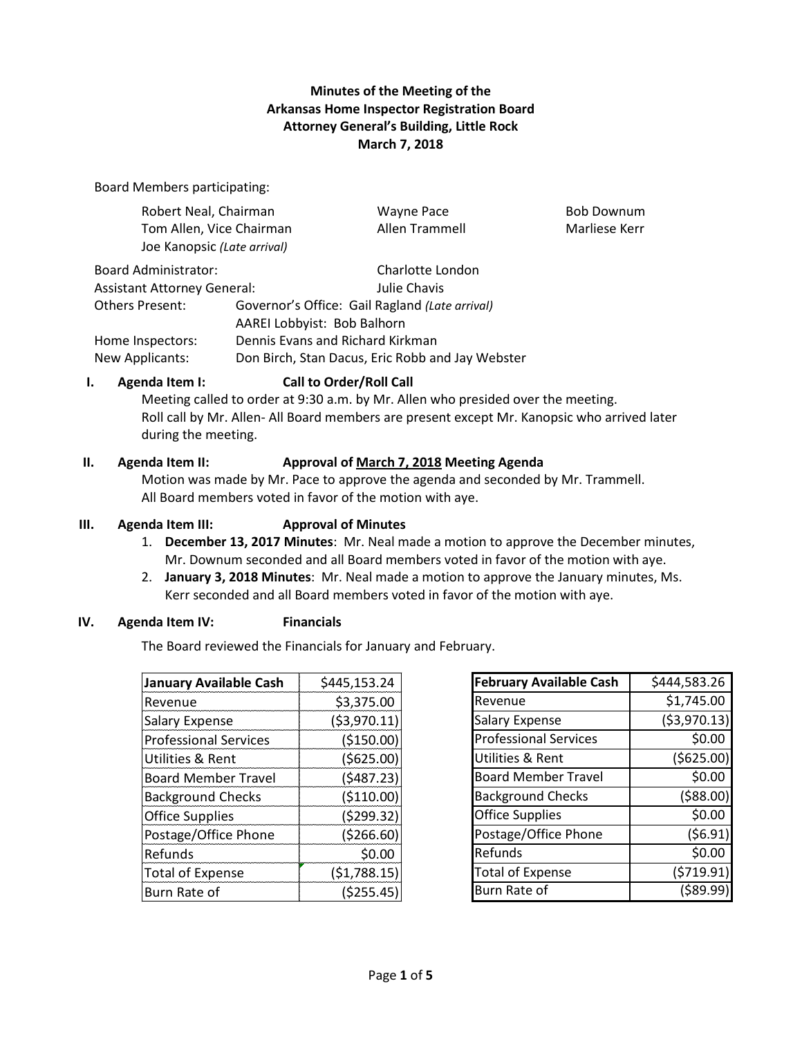**Minutes of the Meeting of the**
**Arkansas Home Inspector Registration Board**
**Attorney General's Building, Little Rock**
**March 7, 2018**

Board Members participating:

| | | |
|---|---|---|
| Robert Neal, Chairman | Wayne Pace | Bob Downum |
| Tom Allen, Vice Chairman | Allen Trammell | Marliese Kerr |
| Joe Kanopsic *(Late arrival)* | | |

Board Administrator: Charlotte London
Assistant Attorney General: Julie Chavis
Others Present: Governor's Office: Gail Ragland *(Late arrival)*
AAREI Lobbyist: Bob Balhorn
Home Inspectors: Dennis Evans and Richard Kirkman
New Applicants: Don Birch, Stan Dacus, Eric Robb and Jay Webster

**I. Agenda Item I: Call to Order/Roll Call**

Meeting called to order at 9:30 a.m. by Mr. Allen who presided over the meeting.
Roll call by Mr. Allen- All Board members are present except Mr. Kanopsic who arrived later during the meeting.

**II. Agenda Item II: Approval of March 7, 2018 Meeting Agenda**

Motion was made by Mr. Pace to approve the agenda and seconded by Mr. Trammell.
All Board members voted in favor of the motion with aye.

**III. Agenda Item III: Approval of Minutes**

1. **December 13, 2017 Minutes**: Mr. Neal made a motion to approve the December minutes, Mr. Downum seconded and all Board members voted in favor of the motion with aye.
2. **January 3, 2018 Minutes**: Mr. Neal made a motion to approve the January minutes, Ms. Kerr seconded and all Board members voted in favor of the motion with aye.

**IV. Agenda Item IV: Financials**

The Board reviewed the Financials for January and February.

| January Available Cash | $445,153.24 |
|---|---|
| Revenue | $3,375.00 |
| Salary Expense | ($3,970.11) |
| Professional Services | ($150.00) |
| Utilities & Rent | ($625.00) |
| Board Member Travel | ($487.23) |
| Background Checks | ($110.00) |
| Office Supplies | ($299.32) |
| Postage/Office Phone | ($266.60) |
| Refunds | $0.00 |
| Total of Expense | ($1,788.15) |
| Burn Rate of | ($255.45) |

| February Available Cash | $444,583.26 |
|---|---|
| Revenue | $1,745.00 |
| Salary Expense | ($3,970.13) |
| Professional Services | $0.00 |
| Utilities & Rent | ($625.00) |
| Board Member Travel | $0.00 |
| Background Checks | ($88.00) |
| Office Supplies | $0.00 |
| Postage/Office Phone | ($6.91) |
| Refunds | $0.00 |
| Total of Expense | ($719.91) |
| Burn Rate of | ($89.99) |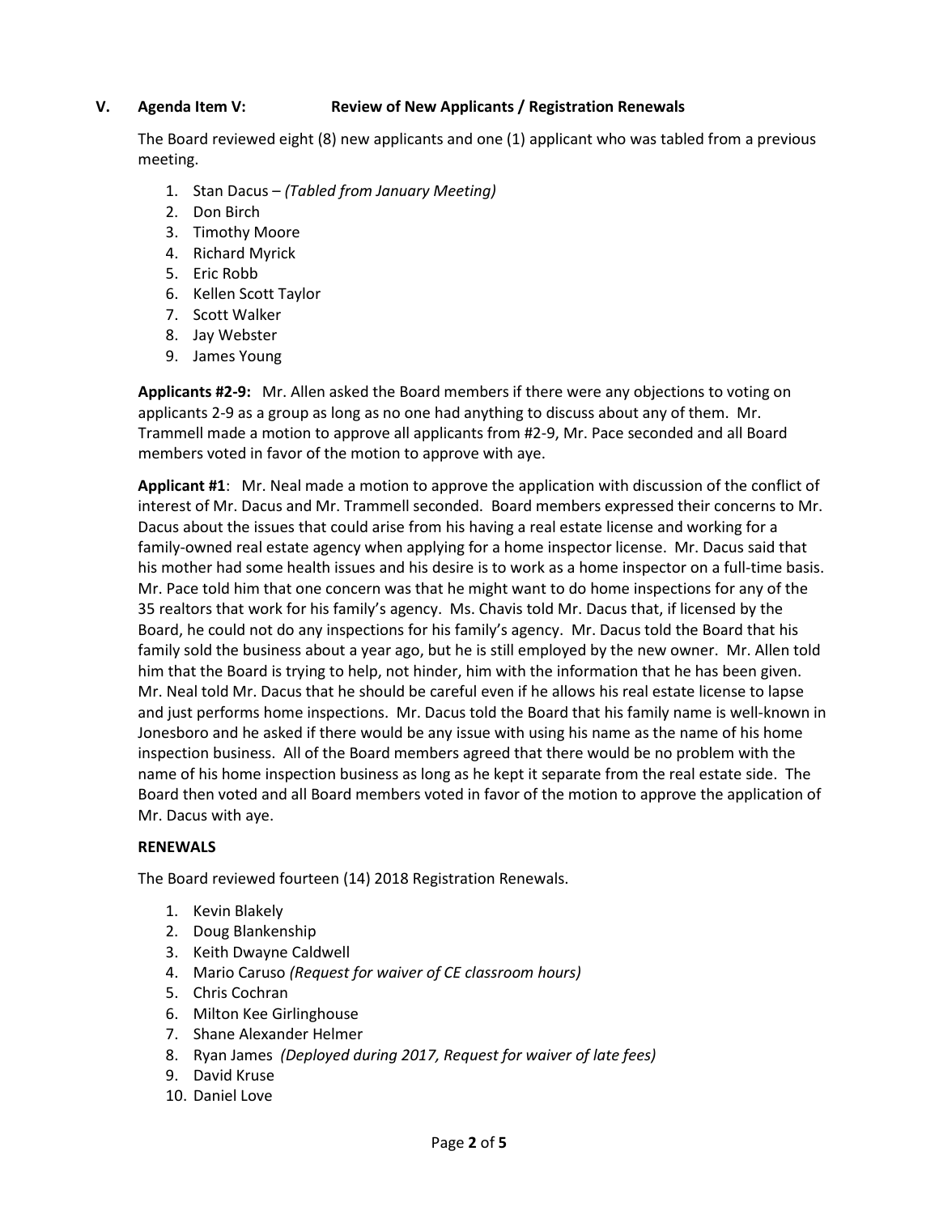## V. Agenda Item V: Review of New Applicants / Registration Renewals

The Board reviewed eight (8) new applicants and one (1) applicant who was tabled from a previous meeting.

1. Stan Dacus – *(Tabled from January Meeting)*
2. Don Birch
3. Timothy Moore
4. Richard Myrick
5. Eric Robb
6. Kellen Scott Taylor
7. Scott Walker
8. Jay Webster
9. James Young

**Applicants #2-9:** Mr. Allen asked the Board members if there were any objections to voting on applicants 2-9 as a group as long as no one had anything to discuss about any of them. Mr. Trammell made a motion to approve all applicants from #2-9, Mr. Pace seconded and all Board members voted in favor of the motion to approve with aye.

**Applicant #1**: Mr. Neal made a motion to approve the application with discussion of the conflict of interest of Mr. Dacus and Mr. Trammell seconded. Board members expressed their concerns to Mr. Dacus about the issues that could arise from his having a real estate license and working for a family-owned real estate agency when applying for a home inspector license. Mr. Dacus said that his mother had some health issues and his desire is to work as a home inspector on a full-time basis. Mr. Pace told him that one concern was that he might want to do home inspections for any of the 35 realtors that work for his family's agency. Ms. Chavis told Mr. Dacus that, if licensed by the Board, he could not do any inspections for his family's agency. Mr. Dacus told the Board that his family sold the business about a year ago, but he is still employed by the new owner. Mr. Allen told him that the Board is trying to help, not hinder, him with the information that he has been given. Mr. Neal told Mr. Dacus that he should be careful even if he allows his real estate license to lapse and just performs home inspections. Mr. Dacus told the Board that his family name is well-known in Jonesboro and he asked if there would be any issue with using his name as the name of his home inspection business. All of the Board members agreed that there would be no problem with the name of his home inspection business as long as he kept it separate from the real estate side. The Board then voted and all Board members voted in favor of the motion to approve the application of Mr. Dacus with aye.

**RENEWALS**

The Board reviewed fourteen (14) 2018 Registration Renewals.

1. Kevin Blakely
2. Doug Blankenship
3. Keith Dwayne Caldwell
4. Mario Caruso *(Request for waiver of CE classroom hours)*
5. Chris Cochran
6. Milton Kee Girlinghouse
7. Shane Alexander Helmer
8. Ryan James *(Deployed during 2017, Request for waiver of late fees)*
9. David Kruse
10. Daniel Love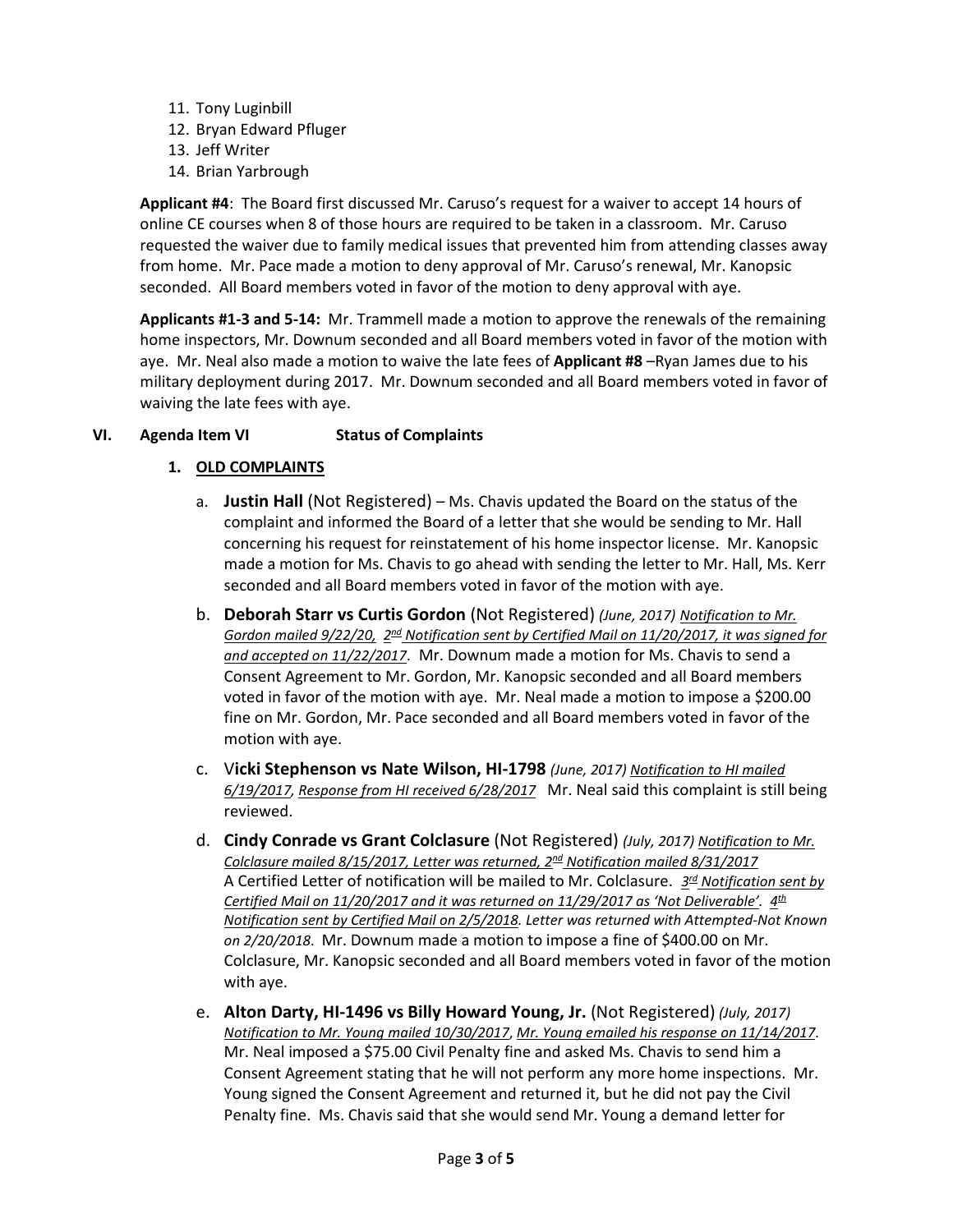11. Tony Luginbill
12. Bryan Edward Pfluger
13. Jeff Writer
14. Brian Yarbrough

**Applicant #4**: The Board first discussed Mr. Caruso's request for a waiver to accept 14 hours of online CE courses when 8 of those hours are required to be taken in a classroom. Mr. Caruso requested the waiver due to family medical issues that prevented him from attending classes away from home. Mr. Pace made a motion to deny approval of Mr. Caruso's renewal, Mr. Kanopsic seconded. All Board members voted in favor of the motion to deny approval with aye.

**Applicants #1-3 and 5-14:** Mr. Trammell made a motion to approve the renewals of the remaining home inspectors, Mr. Downum seconded and all Board members voted in favor of the motion with aye. Mr. Neal also made a motion to waive the late fees of **Applicant #8** –Ryan James due to his military deployment during 2017. Mr. Downum seconded and all Board members voted in favor of waiving the late fees with aye.

## VI. Agenda Item VI Status of Complaints

### 1. OLD COMPLAINTS

a. **Justin Hall** (Not Registered) – Ms. Chavis updated the Board on the status of the complaint and informed the Board of a letter that she would be sending to Mr. Hall concerning his request for reinstatement of his home inspector license. Mr. Kanopsic made a motion for Ms. Chavis to go ahead with sending the letter to Mr. Hall, Ms. Kerr seconded and all Board members voted in favor of the motion with aye.

b. **Deborah Starr vs Curtis Gordon** (Not Registered) *(June, 2017)* *Notification to Mr. Gordon mailed 9/22/20, 2nd Notification sent by Certified Mail on 11/20/2017, it was signed for and accepted on 11/22/2017*. Mr. Downum made a motion for Ms. Chavis to send a Consent Agreement to Mr. Gordon, Mr. Kanopsic seconded and all Board members voted in favor of the motion with aye. Mr. Neal made a motion to impose a $200.00 fine on Mr. Gordon, Mr. Pace seconded and all Board members voted in favor of the motion with aye.

c. V**icki Stephenson vs Nate Wilson, HI-1798** *(June, 2017)* *Notification to HI mailed 6/19/2017, Response from HI received 6/28/2017* Mr. Neal said this complaint is still being reviewed.

d. **Cindy Conrade vs Grant Colclasure** (Not Registered) *(July, 2017)* *Notification to Mr. Colclasure mailed 8/15/2017, Letter was returned, 2nd Notification mailed 8/31/2017* A Certified Letter of notification will be mailed to Mr. Colclasure. *3rd Notification sent by Certified Mail on 11/20/2017 and it was returned on 11/29/2017 as 'Not Deliverable'. 4th Notification sent by Certified Mail on 2/5/2018. Letter was returned with Attempted-Not Known on 2/20/2018*. Mr. Downum made a motion to impose a fine of $400.00 on Mr. Colclasure, Mr. Kanopsic seconded and all Board members voted in favor of the motion with aye.

e. **Alton Darty, HI-1496 vs Billy Howard Young, Jr.** (Not Registered) *(July, 2017)* *Notification to Mr. Young mailed 10/30/2017, Mr. Young emailed his response on 11/14/2017*. Mr. Neal imposed a $75.00 Civil Penalty fine and asked Ms. Chavis to send him a Consent Agreement stating that he will not perform any more home inspections. Mr. Young signed the Consent Agreement and returned it, but he did not pay the Civil Penalty fine. Ms. Chavis said that she would send Mr. Young a demand letter for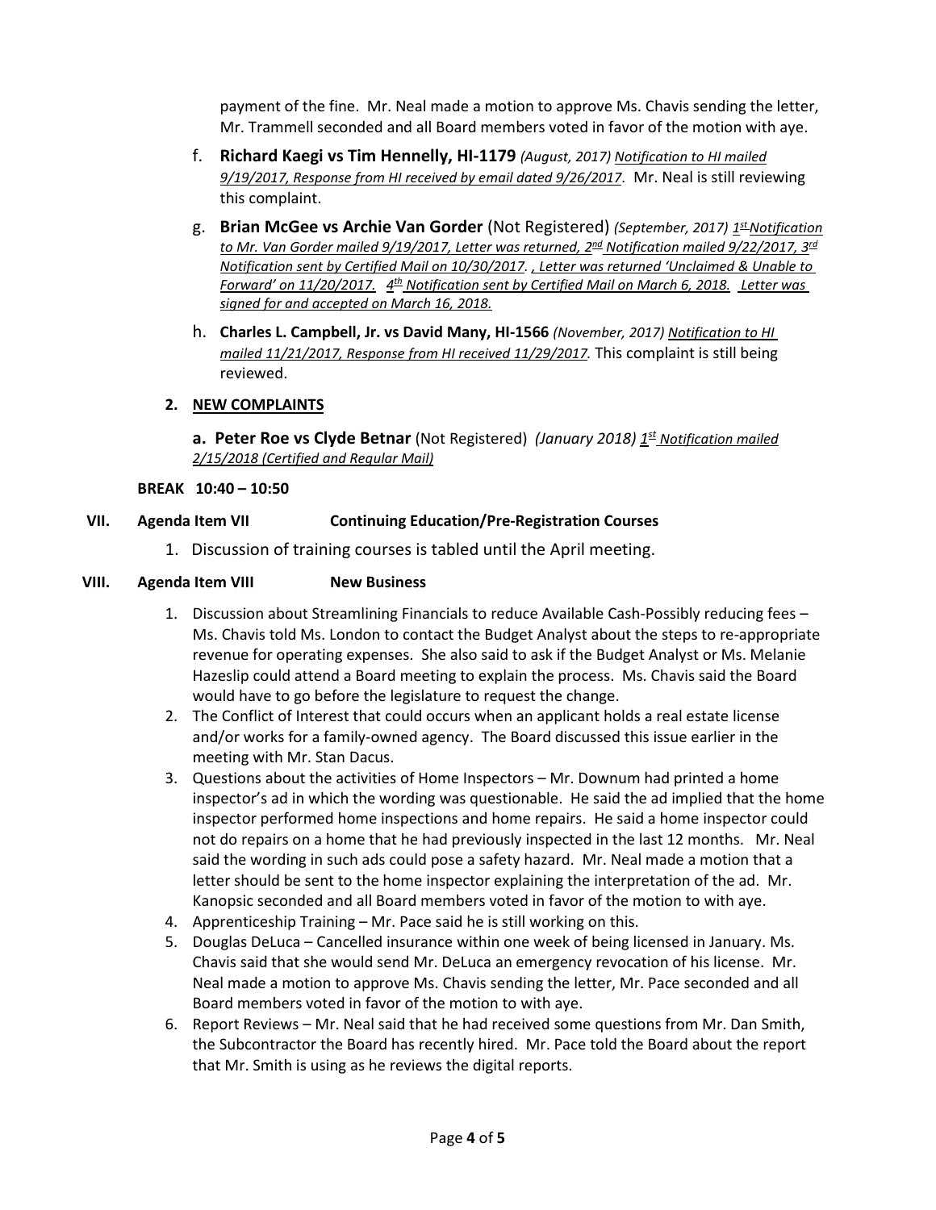payment of the fine. Mr. Neal made a motion to approve Ms. Chavis sending the letter, Mr. Trammell seconded and all Board members voted in favor of the motion with aye.

f. **Richard Kaegi vs Tim Hennelly, HI-1179** *(August, 2017) Notification to HI mailed 9/19/2017, Response from HI received by email dated 9/26/2017*. Mr. Neal is still reviewing this complaint.

g. **Brian McGee vs Archie Van Gorder** (Not Registered) *(September, 2017) 1st Notification to Mr. Van Gorder mailed 9/19/2017, Letter was returned, 2nd Notification mailed 9/22/2017, 3rd Notification sent by Certified Mail on 10/30/2017. , Letter was returned 'Unclaimed & Unable to Forward' on 11/20/2017. 4th Notification sent by Certified Mail on March 6, 2018. Letter was signed for and accepted on March 16, 2018.*

h. **Charles L. Campbell, Jr. vs David Many, HI-1566** *(November, 2017) Notification to HI mailed 11/21/2017, Response from HI received 11/29/2017.* This complaint is still being reviewed.

**2. NEW COMPLAINTS**

**a. Peter Roe vs Clyde Betnar** (Not Registered) *(January 2018) 1st Notification mailed 2/15/2018 (Certified and Regular Mail)*

**BREAK 10:40 – 10:50**

**VII. Agenda Item VII Continuing Education/Pre-Registration Courses**

1. Discussion of training courses is tabled until the April meeting.

**VIII. Agenda Item VIII New Business**

1. Discussion about Streamlining Financials to reduce Available Cash-Possibly reducing fees – Ms. Chavis told Ms. London to contact the Budget Analyst about the steps to re-appropriate revenue for operating expenses. She also said to ask if the Budget Analyst or Ms. Melanie Hazeslip could attend a Board meeting to explain the process. Ms. Chavis said the Board would have to go before the legislature to request the change.
2. The Conflict of Interest that could occurs when an applicant holds a real estate license and/or works for a family-owned agency. The Board discussed this issue earlier in the meeting with Mr. Stan Dacus.
3. Questions about the activities of Home Inspectors – Mr. Downum had printed a home inspector's ad in which the wording was questionable. He said the ad implied that the home inspector performed home inspections and home repairs. He said a home inspector could not do repairs on a home that he had previously inspected in the last 12 months. Mr. Neal said the wording in such ads could pose a safety hazard. Mr. Neal made a motion that a letter should be sent to the home inspector explaining the interpretation of the ad. Mr. Kanopsic seconded and all Board members voted in favor of the motion to with aye.
4. Apprenticeship Training – Mr. Pace said he is still working on this.
5. Douglas DeLuca – Cancelled insurance within one week of being licensed in January. Ms. Chavis said that she would send Mr. DeLuca an emergency revocation of his license. Mr. Neal made a motion to approve Ms. Chavis sending the letter, Mr. Pace seconded and all Board members voted in favor of the motion to with aye.
6. Report Reviews – Mr. Neal said that he had received some questions from Mr. Dan Smith, the Subcontractor the Board has recently hired. Mr. Pace told the Board about the report that Mr. Smith is using as he reviews the digital reports.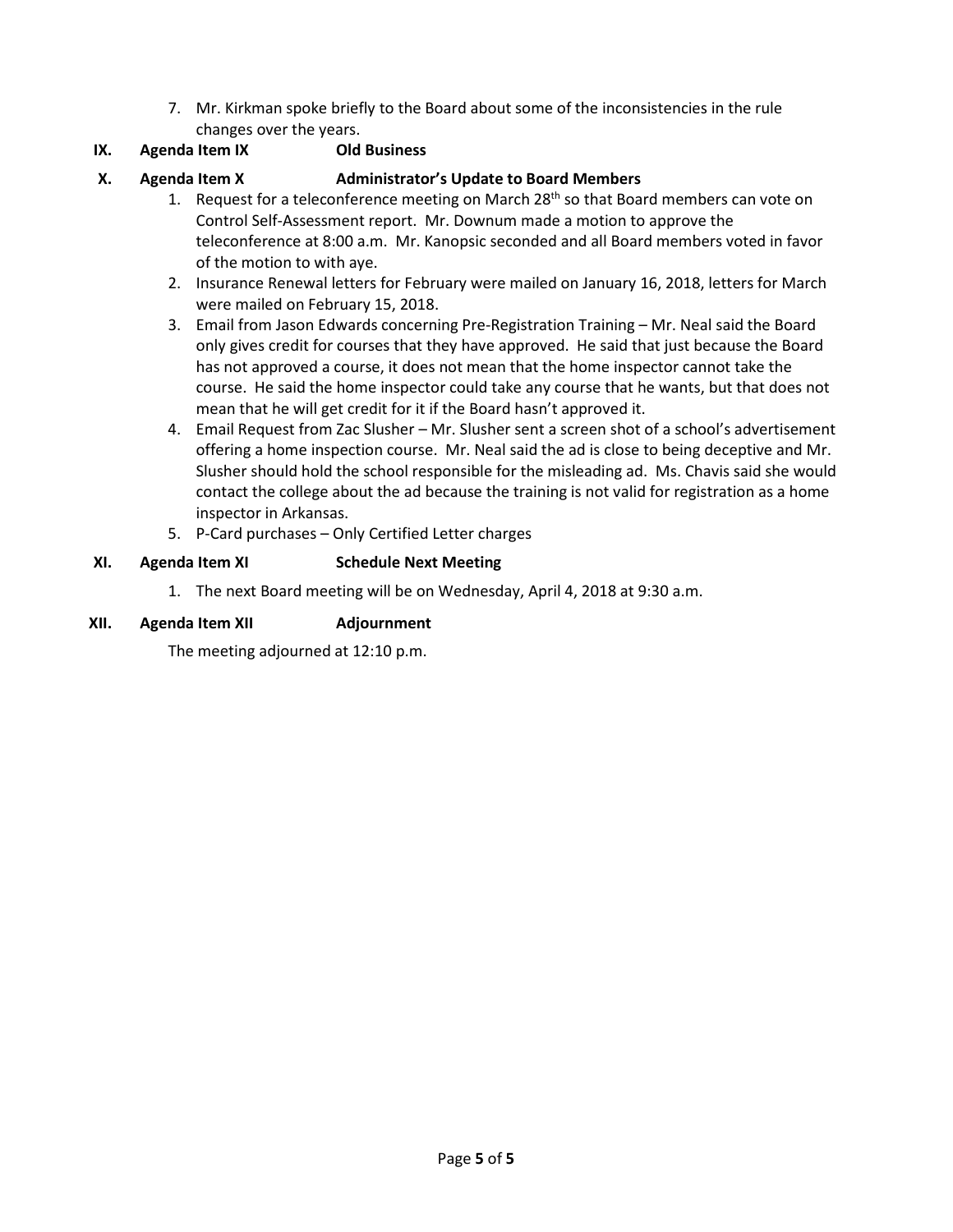7. Mr. Kirkman spoke briefly to the Board about some of the inconsistencies in the rule changes over the years.

**IX. Agenda Item IX Old Business**

**X. Agenda Item X Administrator's Update to Board Members**

1. Request for a teleconference meeting on March 28th so that Board members can vote on Control Self-Assessment report. Mr. Downum made a motion to approve the teleconference at 8:00 a.m. Mr. Kanopsic seconded and all Board members voted in favor of the motion to with aye.
2. Insurance Renewal letters for February were mailed on January 16, 2018, letters for March were mailed on February 15, 2018.
3. Email from Jason Edwards concerning Pre-Registration Training – Mr. Neal said the Board only gives credit for courses that they have approved. He said that just because the Board has not approved a course, it does not mean that the home inspector cannot take the course. He said the home inspector could take any course that he wants, but that does not mean that he will get credit for it if the Board hasn't approved it.
4. Email Request from Zac Slusher – Mr. Slusher sent a screen shot of a school's advertisement offering a home inspection course. Mr. Neal said the ad is close to being deceptive and Mr. Slusher should hold the school responsible for the misleading ad. Ms. Chavis said she would contact the college about the ad because the training is not valid for registration as a home inspector in Arkansas.
5. P-Card purchases – Only Certified Letter charges

**XI. Agenda Item XI Schedule Next Meeting**

1. The next Board meeting will be on Wednesday, April 4, 2018 at 9:30 a.m.

**XII. Agenda Item XII Adjournment**

The meeting adjourned at 12:10 p.m.